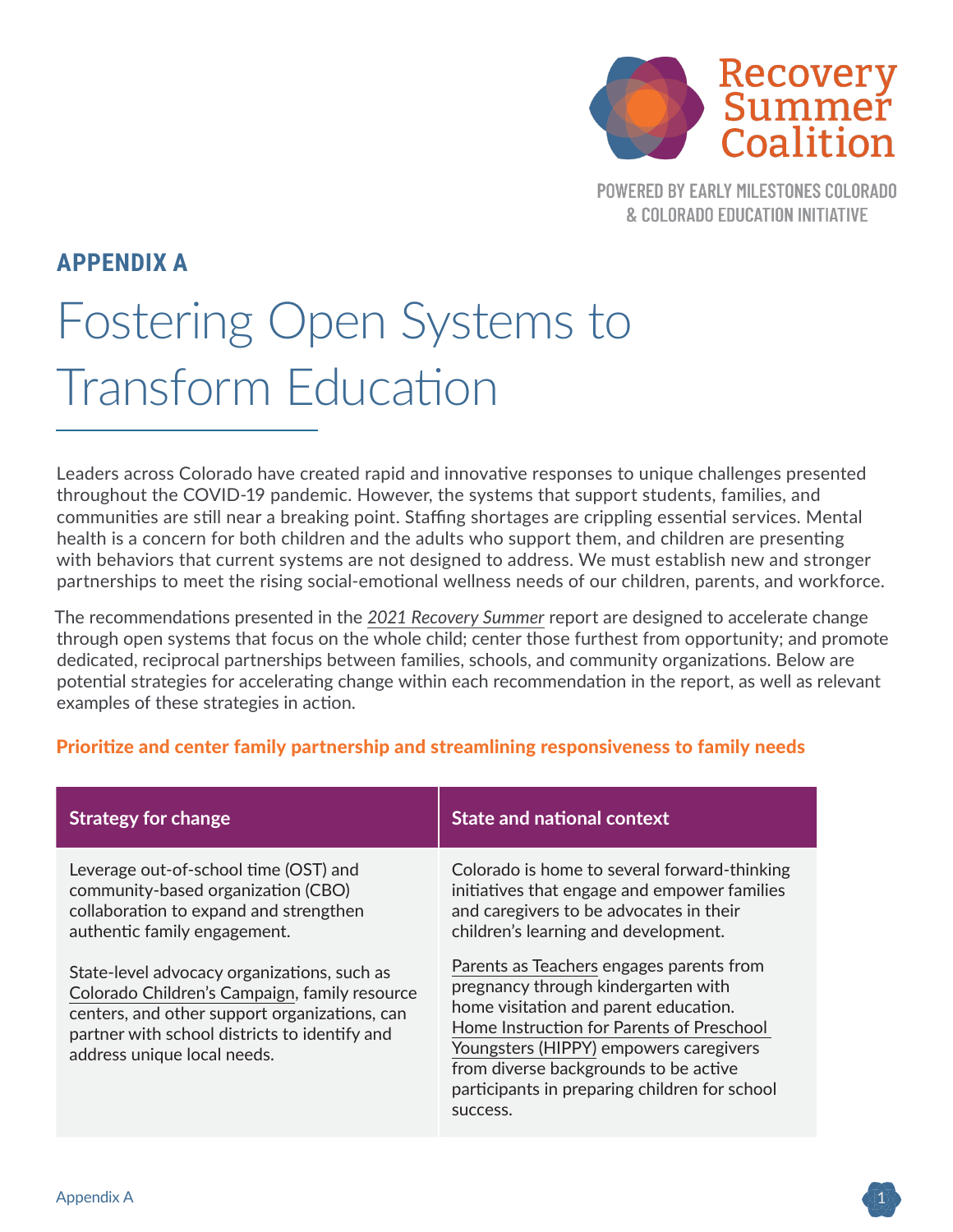Recovery Summer Coalition

POWERED BY EARLY MILESTONES COLORADO & COLORADO EDUCATION INITIATIVE

## APPENDIX A

# Fostering Open Systems to Transform Education

Leaders across Colorado have created rapid and innovative responses to unique challenges presented throughout the COVID-19 pandemic. However, the systems that support students, families, and communities are still near a breaking point. Staffing shortages are crippling essential services. Mental health is a concern for both children and the adults who support them, and children are presenting with behaviors that current systems are not designed to address. We must establish new and stronger partnerships to meet the rising social-emotional wellness needs of our children, parents, and workforce.

The recommendations presented in the *2021 Recovery Summer* report are designed to accelerate change through open systems that focus on the whole child; center those furthest from opportunity; and promote dedicated, reciprocal partnerships between families, schools, and community organizations. Below are potential strategies for accelerating change within each recommendation in the report, as well as relevant examples of these strategies in action.

### Prioritize and center family partnership and streamlining responsiveness to family needs

| Strategy for change | State and national context |
|---|---|
| Leverage out-of-school time (OST) and community-based organization (CBO) collaboration to expand and strengthen authentic family engagement.<br><br>State-level advocacy organizations, such as Colorado Children's Campaign, family resource centers, and other support organizations, can partner with school districts to identify and address unique local needs. | Colorado is home to several forward-thinking initiatives that engage and empower families and caregivers to be advocates in their children's learning and development.<br><br>Parents as Teachers engages parents from pregnancy through kindergarten with home visitation and parent education. Home Instruction for Parents of Preschool Youngsters (HIPPY) empowers caregivers from diverse backgrounds to be active participants in preparing children for school success. |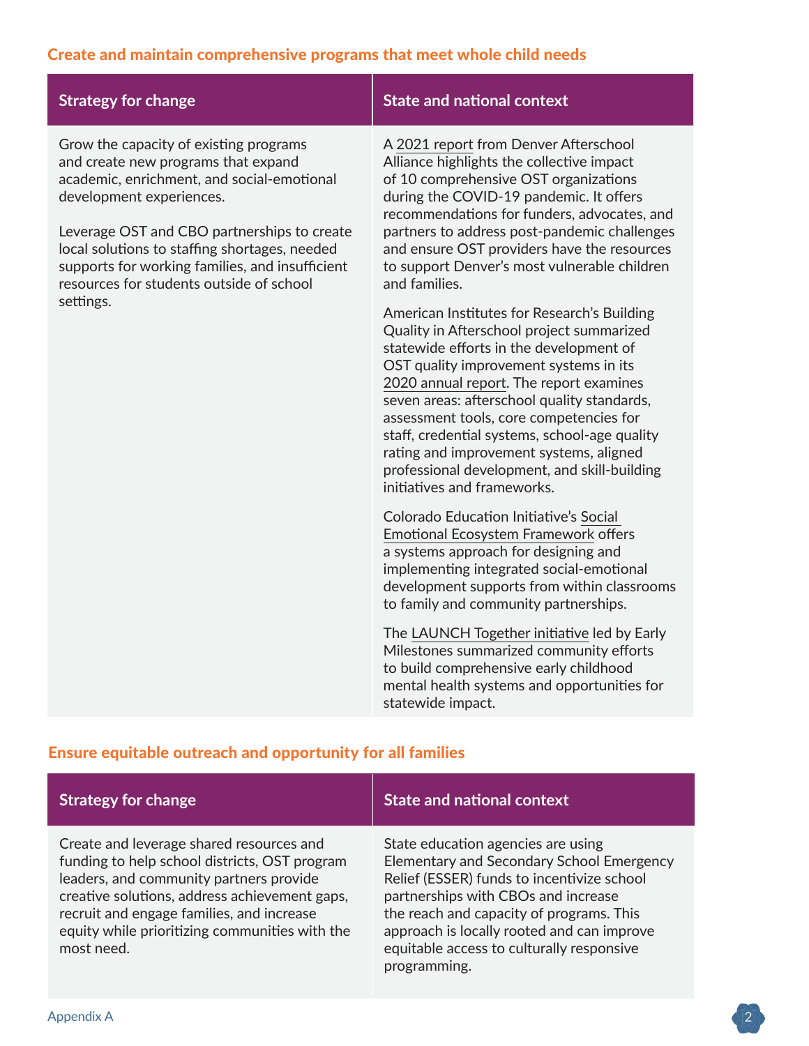### Create and maintain comprehensive programs that meet whole child needs

| Strategy for change | State and national context |
| --- | --- |
| Grow the capacity of existing programs and create new programs that expand academic, enrichment, and social-emotional development experiences.<br><br>Leverage OST and CBO partnerships to create local solutions to staffing shortages, needed supports for working families, and insufficient resources for students outside of school settings. | A 2021 report from Denver Afterschool Alliance highlights the collective impact of 10 comprehensive OST organizations during the COVID-19 pandemic. It offers recommendations for funders, advocates, and partners to address post-pandemic challenges and ensure OST providers have the resources to support Denver's most vulnerable children and families.<br><br>American Institutes for Research's Building Quality in Afterschool project summarized statewide efforts in the development of OST quality improvement systems in its 2020 annual report. The report examines seven areas: afterschool quality standards, assessment tools, core competencies for staff, credential systems, school-age quality rating and improvement systems, aligned professional development, and skill-building initiatives and frameworks.<br><br>Colorado Education Initiative's Social Emotional Ecosystem Framework offers a systems approach for designing and implementing integrated social-emotional development supports from within classrooms to family and community partnerships.<br><br>The LAUNCH Together initiative led by Early Milestones summarized community efforts to build comprehensive early childhood mental health systems and opportunities for statewide impact. |

### Ensure equitable outreach and opportunity for all families

| Strategy for change | State and national context |
| --- | --- |
| Create and leverage shared resources and funding to help school districts, OST program leaders, and community partners provide creative solutions, address achievement gaps, recruit and engage families, and increase equity while prioritizing communities with the most need. | State education agencies are using Elementary and Secondary School Emergency Relief (ESSER) funds to incentivize school partnerships with CBOs and increase the reach and capacity of programs. This approach is locally rooted and can improve equitable access to culturally responsive programming. |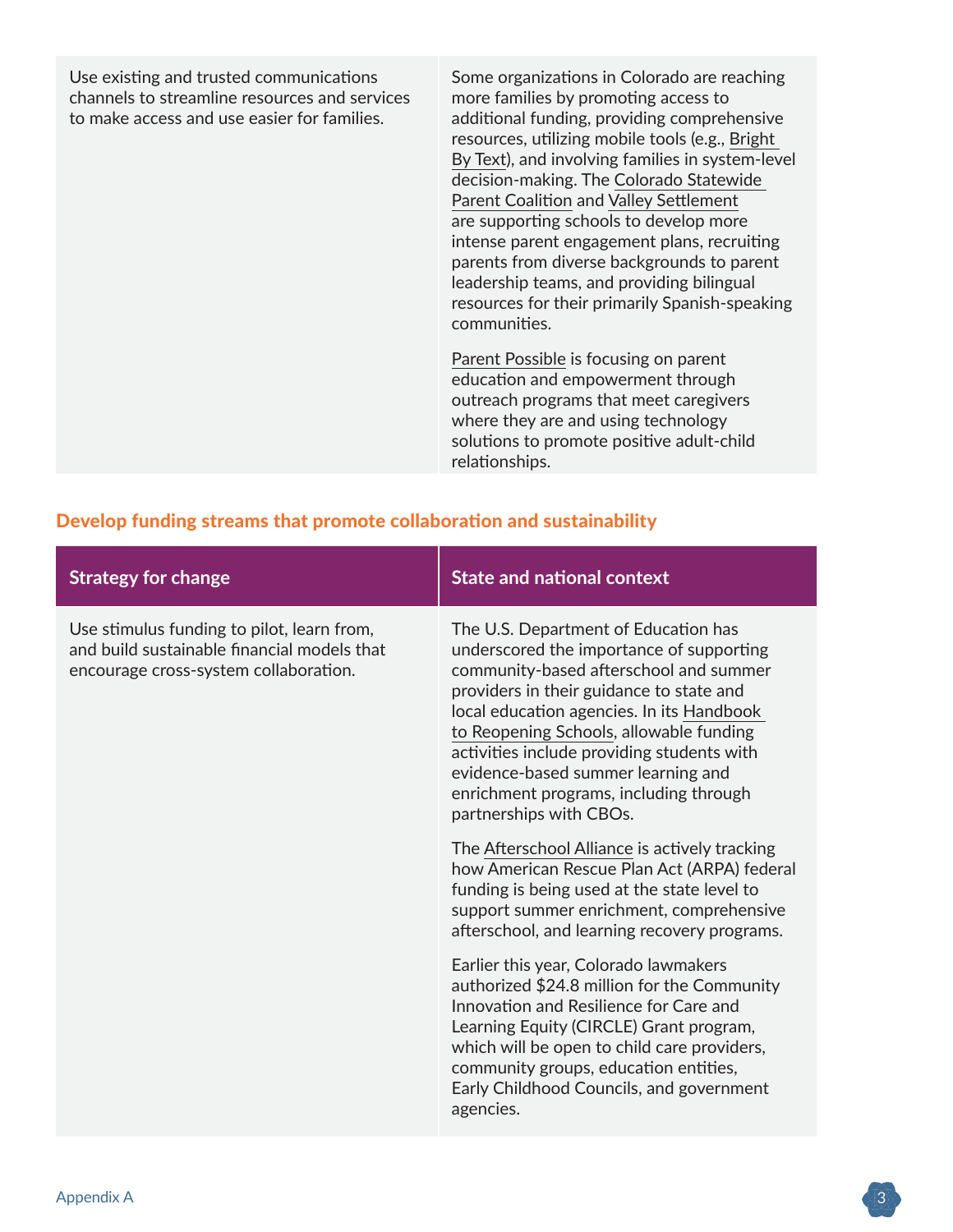| | |
|---|---|
| Use existing and trusted communications channels to streamline resources and services to make access and use easier for families. | Some organizations in Colorado are reaching more families by promoting access to additional funding, providing comprehensive resources, utilizing mobile tools (e.g., Bright By Text), and involving families in system-level decision-making. The Colorado Statewide Parent Coalition and Valley Settlement are supporting schools to develop more intense parent engagement plans, recruiting parents from diverse backgrounds to parent leadership teams, and providing bilingual resources for their primarily Spanish-speaking communities.<br><br>Parent Possible is focusing on parent education and empowerment through outreach programs that meet caregivers where they are and using technology solutions to promote positive adult-child relationships. |

### Develop funding streams that promote collaboration and sustainability

| Strategy for change | State and national context |
|---|---|
| Use stimulus funding to pilot, learn from, and build sustainable financial models that encourage cross-system collaboration. | The U.S. Department of Education has underscored the importance of supporting community-based afterschool and summer providers in their guidance to state and local education agencies. In its Handbook to Reopening Schools, allowable funding activities include providing students with evidence-based summer learning and enrichment programs, including through partnerships with CBOs.<br><br>The Afterschool Alliance is actively tracking how American Rescue Plan Act (ARPA) federal funding is being used at the state level to support summer enrichment, comprehensive afterschool, and learning recovery programs.<br><br>Earlier this year, Colorado lawmakers authorized $24.8 million for the Community Innovation and Resilience for Care and Learning Equity (CIRCLE) Grant program, which will be open to child care providers, community groups, education entities, Early Childhood Councils, and government agencies. |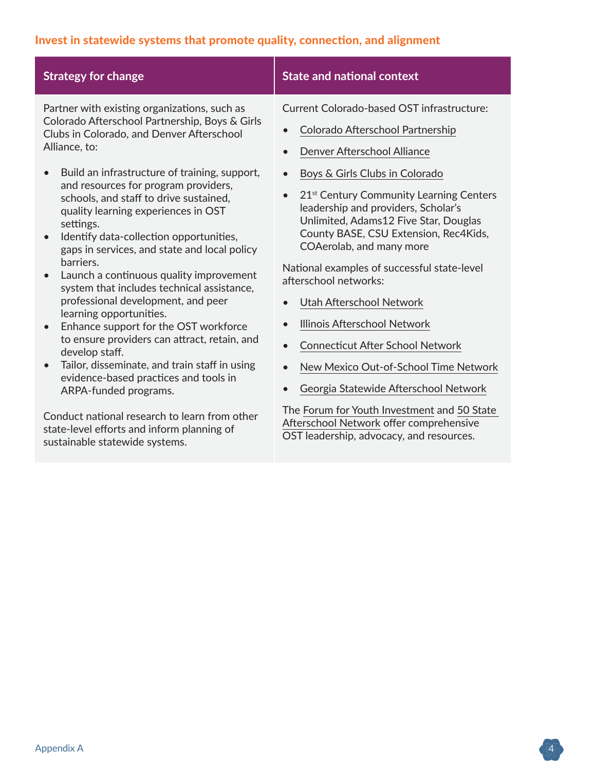### Invest in statewide systems that promote quality, connection, and alignment

| Strategy for change | State and national context |
|---|---|
| Partner with existing organizations, such as Colorado Afterschool Partnership, Boys & Girls Clubs in Colorado, and Denver Afterschool Alliance, to:<br><br>• Build an infrastructure of training, support, and resources for program providers, schools, and staff to drive sustained, quality learning experiences in OST settings.<br>• Identify data-collection opportunities, gaps in services, and state and local policy barriers.<br>• Launch a continuous quality improvement system that includes technical assistance, professional development, and peer learning opportunities.<br>• Enhance support for the OST workforce to ensure providers can attract, retain, and develop staff.<br>• Tailor, disseminate, and train staff in using evidence-based practices and tools in ARPA-funded programs.<br><br>Conduct national research to learn from other state-level efforts and inform planning of sustainable statewide systems. | Current Colorado-based OST infrastructure:<br><br>• Colorado Afterschool Partnership<br>• Denver Afterschool Alliance<br>• Boys & Girls Clubs in Colorado<br>• 21st Century Community Learning Centers leadership and providers, Scholar's Unlimited, Adams12 Five Star, Douglas County BASE, CSU Extension, Rec4Kids, COAerolab, and many more<br><br>National examples of successful state-level afterschool networks:<br><br>• Utah Afterschool Network<br>• Illinois Afterschool Network<br>• Connecticut After School Network<br>• New Mexico Out-of-School Time Network<br>• Georgia Statewide Afterschool Network<br><br>The Forum for Youth Investment and 50 State Afterschool Network offer comprehensive OST leadership, advocacy, and resources. |

Appendix A